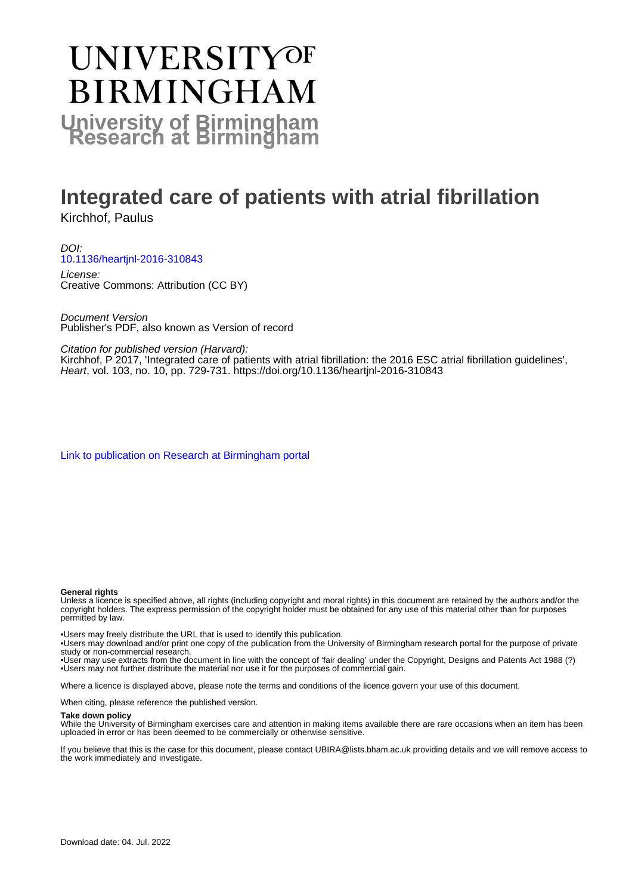# UNIVERSITY OF BIRMINGHAM

University of Birmingham
Research at Birmingham

# Integrated care of patients with atrial fibrillation

Kirchhof, Paulus

*DOI:*
10.1136/heartjnl-2016-310843

*License:*
Creative Commons: Attribution (CC BY)

*Document Version*
Publisher's PDF, also known as Version of record

*Citation for published version (Harvard):*
Kirchhof, P 2017, 'Integrated care of patients with atrial fibrillation: the 2016 ESC atrial fibrillation guidelines', *Heart*, vol. 103, no. 10, pp. 729-731. https://doi.org/10.1136/heartjnl-2016-310843

Link to publication on Research at Birmingham portal

**General rights**
Unless a licence is specified above, all rights (including copyright and moral rights) in this document are retained by the authors and/or the copyright holders. The express permission of the copyright holder must be obtained for any use of this material other than for purposes permitted by law.

•Users may freely distribute the URL that is used to identify this publication.
•Users may download and/or print one copy of the publication from the University of Birmingham research portal for the purpose of private study or non-commercial research.
•User may use extracts from the document in line with the concept of 'fair dealing' under the Copyright, Designs and Patents Act 1988 (?)
•Users may not further distribute the material nor use it for the purposes of commercial gain.

Where a licence is displayed above, please note the terms and conditions of the licence govern your use of this document.

When citing, please reference the published version.

**Take down policy**
While the University of Birmingham exercises care and attention in making items available there are rare occasions when an item has been uploaded in error or has been deemed to be commercially or otherwise sensitive.

If you believe that this is the case for this document, please contact UBIRA@lists.bham.ac.uk providing details and we will remove access to the work immediately and investigate.

Download date: 04. Jul. 2022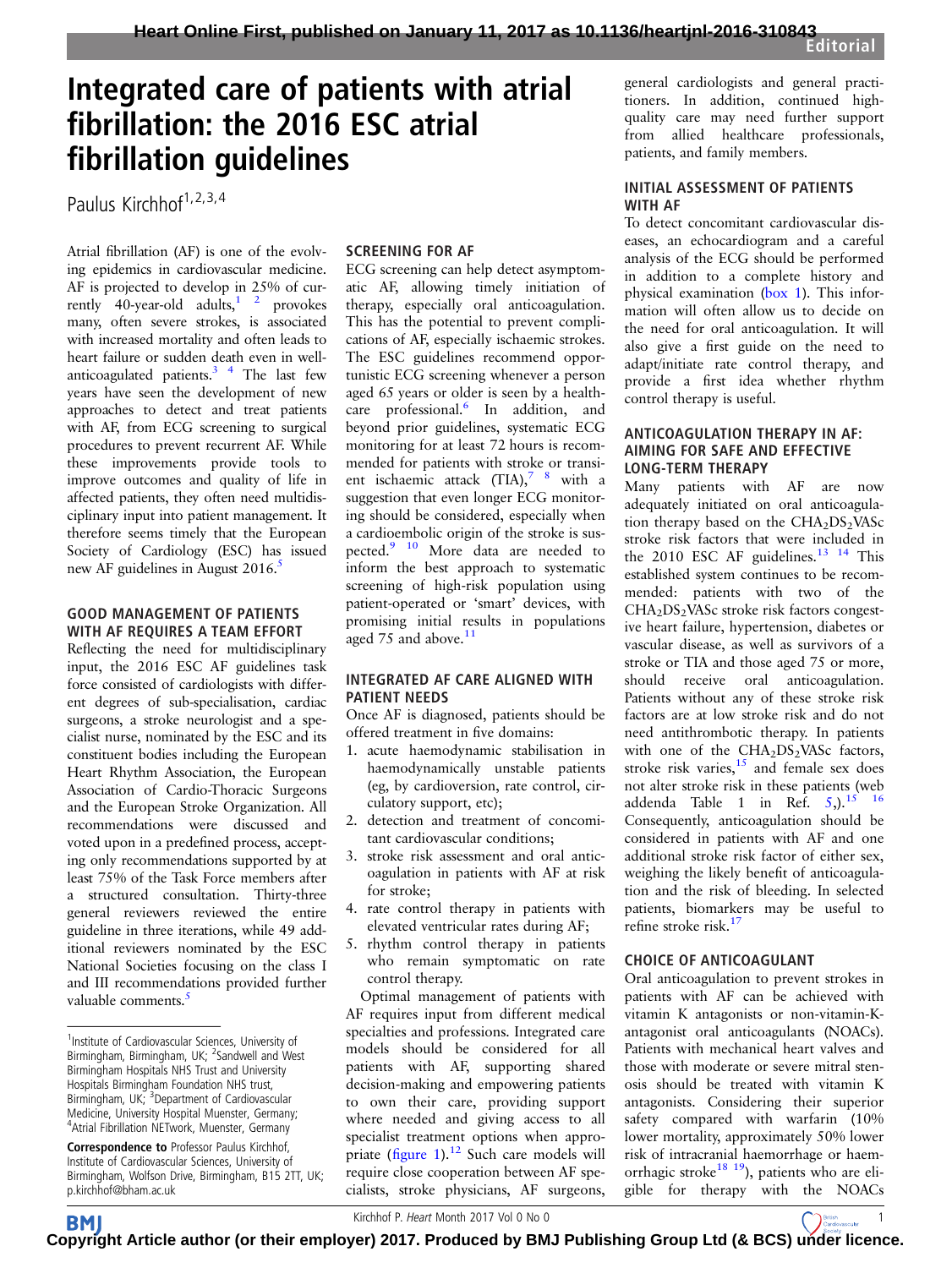# Integrated care of patients with atrial fibrillation: the 2016 ESC atrial fibrillation guidelines

Paulus Kirchhof[1,2,3,4]

Atrial fibrillation (AF) is one of the evolving epidemics in cardiovascular medicine. AF is projected to develop in 25% of currently 40-year-old adults,[1 2] provokes many, often severe strokes, is associated with increased mortality and often leads to heart failure or sudden death even in well-anticoagulated patients.[3 4] The last few years have seen the development of new approaches to detect and treat patients with AF, from ECG screening to surgical procedures to prevent recurrent AF. While these improvements provide tools to improve outcomes and quality of life in affected patients, they often need multidisciplinary input into patient management. It therefore seems timely that the European Society of Cardiology (ESC) has issued new AF guidelines in August 2016.[5]

## GOOD MANAGEMENT OF PATIENTS WITH AF REQUIRES A TEAM EFFORT

Reflecting the need for multidisciplinary input, the 2016 ESC AF guidelines task force consisted of cardiologists with different degrees of sub-specialisation, cardiac surgeons, a stroke neurologist and a specialist nurse, nominated by the ESC and its constituent bodies including the European Heart Rhythm Association, the European Association of Cardio-Thoracic Surgeons and the European Stroke Organization. All recommendations were discussed and voted upon in a predefined process, accepting only recommendations supported by at least 75% of the Task Force members after a structured consultation. Thirty-three general reviewers reviewed the entire guideline in three iterations, while 49 additional reviewers nominated by the ESC National Societies focusing on the class I and III recommendations provided further valuable comments.[5]

## SCREENING FOR AF

ECG screening can help detect asymptomatic AF, allowing timely initiation of therapy, especially oral anticoagulation. This has the potential to prevent complications of AF, especially ischaemic strokes. The ESC guidelines recommend opportunistic ECG screening whenever a person aged 65 years or older is seen by a healthcare professional.[6] In addition, and beyond prior guidelines, systematic ECG monitoring for at least 72 hours is recommended for patients with stroke or transient ischaemic attack (TIA),[7 8] with a suggestion that even longer ECG monitoring should be considered, especially when a cardioembolic origin of the stroke is suspected.[9 10] More data are needed to inform the best approach to systematic screening of high-risk population using patient-operated or 'smart' devices, with promising initial results in populations aged 75 and above.[11]

## INTEGRATED AF CARE ALIGNED WITH PATIENT NEEDS

Once AF is diagnosed, patients should be offered treatment in five domains:

1. acute haemodynamic stabilisation in haemodynamically unstable patients (eg, by cardioversion, rate control, circulatory support, etc);
2. detection and treatment of concomitant cardiovascular conditions;
3. stroke risk assessment and oral anticoagulation in patients with AF at risk for stroke;
4. rate control therapy in patients with elevated ventricular rates during AF;
5. rhythm control therapy in patients who remain symptomatic on rate control therapy.

Optimal management of patients with AF requires input from different medical specialties and professions. Integrated care models should be considered for all patients with AF, supporting shared decision-making and empowering patients to own their care, providing support where needed and giving access to all specialist treatment options when appropriate (figure 1).[12] Such care models will require close cooperation between AF specialists, stroke physicians, AF surgeons, general cardiologists and general practitioners. In addition, continued high-quality care may need further support from allied healthcare professionals, patients, and family members.

## INITIAL ASSESSMENT OF PATIENTS WITH AF

To detect concomitant cardiovascular diseases, an echocardiogram and a careful analysis of the ECG should be performed in addition to a complete history and physical examination (box 1). This information will often allow us to decide on the need for oral anticoagulation. It will also give a first guide on the need to adapt/initiate rate control therapy, and provide a first idea whether rhythm control therapy is useful.

## ANTICOAGULATION THERAPY IN AF: AIMING FOR SAFE AND EFFECTIVE LONG-TERM THERAPY

Many patients with AF are now adequately initiated on oral anticoagulation therapy based on the $CHA_2DS_2VASc$ stroke risk factors that were included in the 2010 ESC AF guidelines.[13 14] This established system continues to be recommended: patients with two of the $CHA_2DS_2VASc$ stroke risk factors congestive heart failure, hypertension, diabetes or vascular disease, as well as survivors of a stroke or TIA and those aged 75 or more, should receive oral anticoagulation. Patients without any of these stroke risk factors are at low stroke risk and do not need antithrombotic therapy. In patients with one of the $CHA_2DS_2VASc$ factors, stroke risk varies,[15] and female sex does not alter stroke risk in these patients (web addenda Table 1 in Ref. 5,).[15 16] Consequently, anticoagulation should be considered in patients with AF and one additional stroke risk factor of either sex, weighing the likely benefit of anticoagulation and the risk of bleeding. In selected patients, biomarkers may be useful to refine stroke risk.[17]

## CHOICE OF ANTICOAGULANT

Oral anticoagulation to prevent strokes in patients with AF can be achieved with vitamin K antagonists or non-vitamin-K-antagonist oral anticoagulants (NOACs). Patients with mechanical heart valves and those with moderate or severe mitral stenosis should be treated with vitamin K antagonists. Considering their superior safety compared with warfarin (10% lower mortality, approximately 50% lower risk of intracranial haemorrhage or haemorrhagic stroke[18 19]), patients who are eligible for therapy with the NOACs

---

[1]Institute of Cardiovascular Sciences, University of Birmingham, Birmingham, UK; [2]Sandwell and West Birmingham Hospitals NHS Trust and University Hospitals Birmingham Foundation NHS trust, Birmingham, UK; [3]Department of Cardiovascular Medicine, University Hospital Muenster, Germany; [4]Atrial Fibrillation NETwork, Muenster, Germany

**Correspondence to** Professor Paulus Kirchhof, Institute of Cardiovascular Sciences, University of Birmingham, Wolfson Drive, Birmingham, B15 2TT, UK; p.kirchhof@bham.ac.uk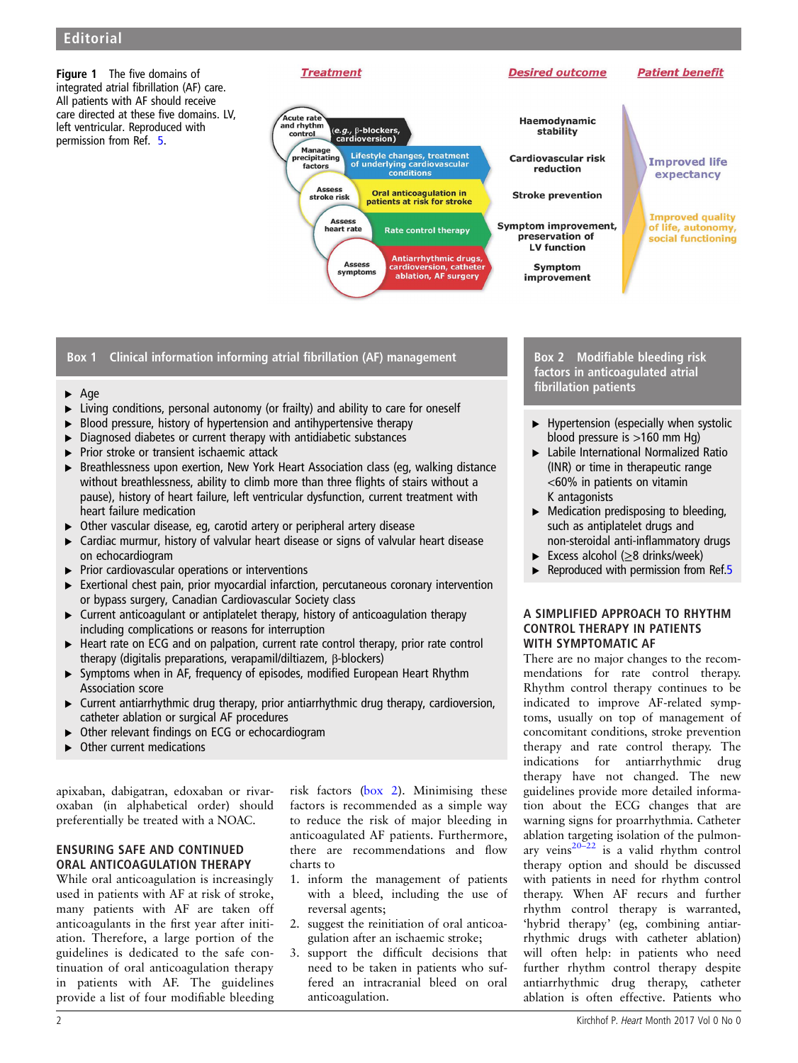Figure 1 The five domains of integrated atrial fibrillation (AF) care. All patients with AF should receive care directed at these five domains. LV, left ventricular. Reproduced with permission from Ref. 5.

| Treatment | | Desired outcome | Patient benefit |
|---|---|---|---|
| Acute rate and rhythm control | (e.g., β-blockers, cardioversion) | Haemodynamic stability | Improved life expectancy |
| Manage precipitating factors | Lifestyle changes, treatment of underlying cardiovascular conditions | Cardiovascular risk reduction | |
| Assess stroke risk | Oral anticoagulation in patients at risk for stroke | Stroke prevention | |
| Assess heart rate | Rate control therapy | Symptom improvement, preservation of LV function | Improved quality of life, autonomy, social functioning |
| Assess symptoms | Antiarrhythmic drugs, cardioversion, catheter ablation, AF surgery | Symptom improvement | |

**Box 1 Clinical information informing atrial fibrillation (AF) management**

- Age
- Living conditions, personal autonomy (or frailty) and ability to care for oneself
- Blood pressure, history of hypertension and antihypertensive therapy
- Diagnosed diabetes or current therapy with antidiabetic substances
- Prior stroke or transient ischaemic attack
- Breathlessness upon exertion, New York Heart Association class (eg, walking distance without breathlessness, ability to climb more than three flights of stairs without a pause), history of heart failure, left ventricular dysfunction, current treatment with heart failure medication
- Other vascular disease, eg, carotid artery or peripheral artery disease
- Cardiac murmur, history of valvular heart disease or signs of valvular heart disease on echocardiogram
- Prior cardiovascular operations or interventions
- Exertional chest pain, prior myocardial infarction, percutaneous coronary intervention or bypass surgery, Canadian Cardiovascular Society class
- Current anticoagulant or antiplatelet therapy, history of anticoagulation therapy including complications or reasons for interruption
- Heart rate on ECG and on palpation, current rate control therapy, prior rate control therapy (digitalis preparations, verapamil/diltiazem, β-blockers)
- Symptoms when in AF, frequency of episodes, modified European Heart Rhythm Association score
- Current antiarrhythmic drug therapy, prior antiarrhythmic drug therapy, cardioversion, catheter ablation or surgical AF procedures
- Other relevant findings on ECG or echocardiogram
- Other current medications

**Box 2 Modifiable bleeding risk factors in anticoagulated atrial fibrillation patients**

- Hypertension (especially when systolic blood pressure is >160 mm Hg)
- Labile International Normalized Ratio (INR) or time in therapeutic range <60% in patients on vitamin K antagonists
- Medication predisposing to bleeding, such as antiplatelet drugs and non-steroidal anti-inflammatory drugs
- Excess alcohol (≥8 drinks/week)
- Reproduced with permission from Ref.5

apixaban, dabigatran, edoxaban or rivaroxaban (in alphabetical order) should preferentially be treated with a NOAC.

## ENSURING SAFE AND CONTINUED ORAL ANTICOAGULATION THERAPY

While oral anticoagulation is increasingly used in patients with AF at risk of stroke, many patients with AF are taken off anticoagulants in the first year after initiation. Therefore, a large portion of the guidelines is dedicated to the safe continuation of oral anticoagulation therapy in patients with AF. The guidelines provide a list of four modifiable bleeding risk factors (box 2). Minimising these factors is recommended as a simple way to reduce the risk of major bleeding in anticoagulated AF patients. Furthermore, there are recommendations and flow charts to

1. inform the management of patients with a bleed, including the use of reversal agents;
2. suggest the reinitiation of oral anticoagulation after an ischaemic stroke;
3. support the difficult decisions that need to be taken in patients who suffered an intracranial bleed on oral anticoagulation.

## A SIMPLIFIED APPROACH TO RHYTHM CONTROL THERAPY IN PATIENTS WITH SYMPTOMATIC AF

There are no major changes to the recommendations for rate control therapy. Rhythm control therapy continues to be indicated to improve AF-related symptoms, usually on top of management of concomitant conditions, stroke prevention therapy and rate control therapy. The indications for antiarrhythmic drug therapy have not changed. The new guidelines provide more detailed information about the ECG changes that are warning signs for proarrhythmia. Catheter ablation targeting isolation of the pulmonary veins[20–22] is a valid rhythm control therapy option and should be discussed with patients in need for rhythm control therapy. When AF recurs and further rhythm control therapy is warranted, 'hybrid therapy' (eg, combining antiarrhythmic drugs with catheter ablation) will often help: in patients who need further rhythm control therapy despite antiarrhythmic drug therapy, catheter ablation is often effective. Patients who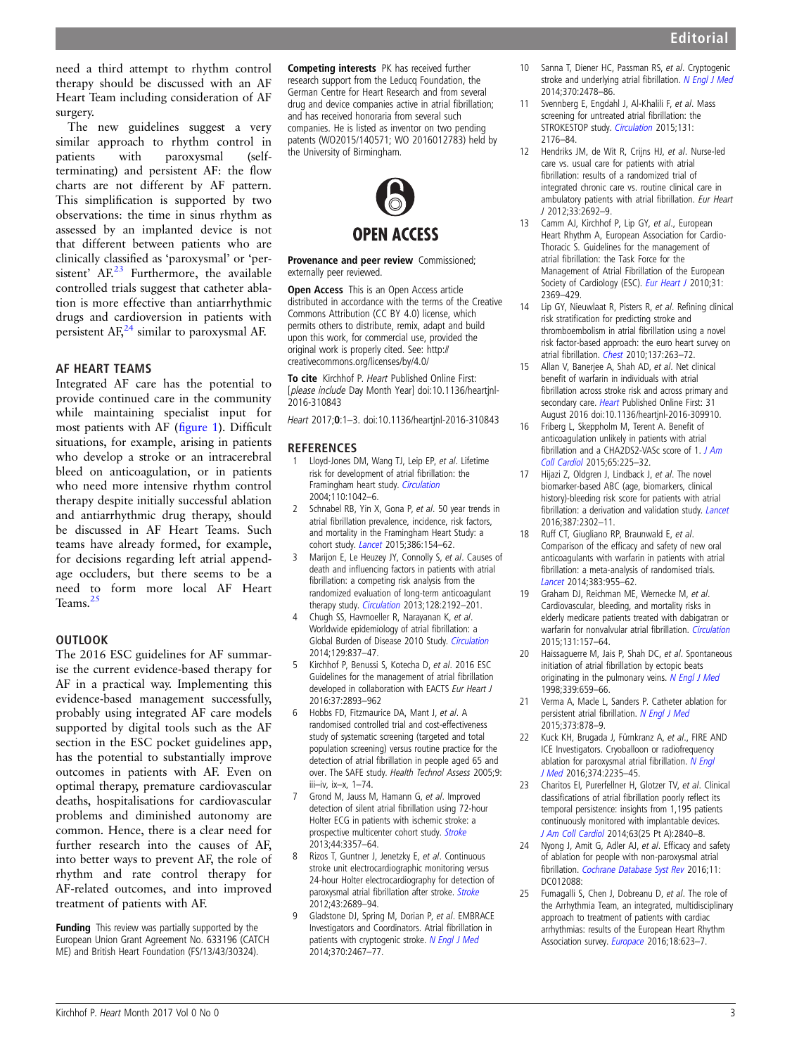need a third attempt to rhythm control therapy should be discussed with an AF Heart Team including consideration of AF surgery.

The new guidelines suggest a very similar approach to rhythm control in patients with paroxysmal (self-terminating) and persistent AF: the flow charts are not different by AF pattern. This simplification is supported by two observations: the time in sinus rhythm as assessed by an implanted device is not that different between patients who are clinically classified as 'paroxysmal' or 'persistent' AF.[23] Furthermore, the available controlled trials suggest that catheter ablation is more effective than antiarrhythmic drugs and cardioversion in patients with persistent AF,[24] similar to paroxysmal AF.

## AF HEART TEAMS

Integrated AF care has the potential to provide continued care in the community while maintaining specialist input for most patients with AF (figure 1). Difficult situations, for example, arising in patients who develop a stroke or an intracerebral bleed on anticoagulation, or in patients who need more intensive rhythm control therapy despite initially successful ablation and antiarrhythmic drug therapy, should be discussed in AF Heart Teams. Such teams have already formed, for example, for decisions regarding left atrial appendage occluders, but there seems to be a need to form more local AF Heart Teams.[25]

## OUTLOOK

The 2016 ESC guidelines for AF summarise the current evidence-based therapy for AF in a practical way. Implementing this evidence-based management successfully, probably using integrated AF care models supported by digital tools such as the AF section in the ESC pocket guidelines app, has the potential to substantially improve outcomes in patients with AF. Even on optimal therapy, premature cardiovascular deaths, hospitalisations for cardiovascular problems and diminished autonomy are common. Hence, there is a clear need for further research into the causes of AF, into better ways to prevent AF, the role of rhythm and rate control therapy for AF-related outcomes, and into improved treatment of patients with AF.

**Funding** This review was partially supported by the European Union Grant Agreement No. 633196 (CATCH ME) and British Heart Foundation (FS/13/43/30324).

**Competing interests** PK has received further research support from the Leducq Foundation, the German Centre for Heart Research and from several drug and device companies active in atrial fibrillation; and has received honoraria from several such companies. He is listed as inventor on two pending patents (WO2015/140571; WO 2016012783) held by the University of Birmingham.

OPEN ACCESS

**Provenance and peer review** Commissioned; externally peer reviewed.

**Open Access** This is an Open Access article distributed in accordance with the terms of the Creative Commons Attribution (CC BY 4.0) license, which permits others to distribute, remix, adapt and build upon this work, for commercial use, provided the original work is properly cited. See: http://creativecommons.org/licenses/by/4.0/

**To cite** Kirchhof P. *Heart* Published Online First: [*please include* Day Month Year] doi:10.1136/heartjnl-2016-310843

*Heart* 2017;**0**:1–3. doi:10.1136/heartjnl-2016-310843

## REFERENCES

1. Lloyd-Jones DM, Wang TJ, Leip EP, *et al*. Lifetime risk for development of atrial fibrillation: the Framingham heart study. *Circulation* 2004;110:1042–6.
2. Schnabel RB, Yin X, Gona P, *et al*. 50 year trends in atrial fibrillation prevalence, incidence, risk factors, and mortality in the Framingham Heart Study: a cohort study. *Lancet* 2015;386:154–62.
3. Marijon E, Le Heuzey JY, Connolly S, *et al*. Causes of death and influencing factors in patients with atrial fibrillation: a competing risk analysis from the randomized evaluation of long-term anticoagulant therapy study. *Circulation* 2013;128:2192–201.
4. Chugh SS, Havmoeller R, Narayanan K, *et al*. Worldwide epidemiology of atrial fibrillation: a Global Burden of Disease 2010 Study. *Circulation* 2014;129:837–47.
5. Kirchhof P, Benussi S, Kotecha D, *et al*. 2016 ESC Guidelines for the management of atrial fibrillation developed in collaboration with EACTS *Eur Heart J* 2016:37:2893–962
6. Hobbs FD, Fitzmaurice DA, Mant J, *et al*. A randomised controlled trial and cost-effectiveness study of systematic screening (targeted and total population screening) versus routine practice for the detection of atrial fibrillation in people aged 65 and over. The SAFE study. *Health Technol Assess* 2005;9: iii–iv, ix–x, 1–74.
7. Grond M, Jauss M, Hamann G, *et al*. Improved detection of silent atrial fibrillation using 72-hour Holter ECG in patients with ischemic stroke: a prospective multicenter cohort study. *Stroke* 2013;44:3357–64.
8. Rizos T, Guntner J, Jenetzky E, *et al*. Continuous stroke unit electrocardiographic monitoring versus 24-hour Holter electrocardiography for detection of paroxysmal atrial fibrillation after stroke. *Stroke* 2012;43:2689–94.
9. Gladstone DJ, Spring M, Dorian P, *et al*. EMBRACE Investigators and Coordinators. Atrial fibrillation in patients with cryptogenic stroke. *N Engl J Med* 2014;370:2467–77.
10. Sanna T, Diener HC, Passman RS, *et al*. Cryptogenic stroke and underlying atrial fibrillation. *N Engl J Med* 2014;370:2478–86.
11. Svennberg E, Engdahl J, Al-Khalili F, *et al*. Mass screening for untreated atrial fibrillation: the STROKESTOP study. *Circulation* 2015;131: 2176–84.
12. Hendriks JM, de Wit R, Crijns HJ, *et al*. Nurse-led care vs. usual care for patients with atrial fibrillation: results of a randomized trial of integrated chronic care vs. routine clinical care in ambulatory patients with atrial fibrillation. *Eur Heart J* 2012;33:2692–9.
13. Camm AJ, Kirchhof P, Lip GY, *et al*., European Heart Rhythm A, European Association for Cardio-Thoracic S. Guidelines for the management of atrial fibrillation: the Task Force for the Management of Atrial Fibrillation of the European Society of Cardiology (ESC). *Eur Heart J* 2010;31: 2369–429.
14. Lip GY, Nieuwlaat R, Pisters R, *et al*. Refining clinical risk stratification for predicting stroke and thromboembolism in atrial fibrillation using a novel risk factor-based approach: the euro heart survey on atrial fibrillation. *Chest* 2010;137:263–72.
15. Allan V, Banerjee A, Shah AD, *et al*. Net clinical benefit of warfarin in individuals with atrial fibrillation across stroke risk and across primary and secondary care. *Heart* Published Online First: 31 August 2016 doi:10.1136/heartjnl-2016-309910.
16. Friberg L, Skeppholm M, Terent A. Benefit of anticoagulation unlikely in patients with atrial fibrillation and a CHA2DS2-VASc score of 1. *J Am Coll Cardiol* 2015;65:225–32.
17. Hijazi Z, Oldgren J, Lindback J, *et al*. The novel biomarker-based ABC (age, biomarkers, clinical history)-bleeding risk score for patients with atrial fibrillation: a derivation and validation study. *Lancet* 2016;387:2302–11.
18. Ruff CT, Giugliano RP, Braunwald E, *et al*. Comparison of the efficacy and safety of new oral anticoagulants with warfarin in patients with atrial fibrillation: a meta-analysis of randomised trials. *Lancet* 2014;383:955–62.
19. Graham DJ, Reichman ME, Wernecke M, *et al*. Cardiovascular, bleeding, and mortality risks in elderly medicare patients treated with dabigatran or warfarin for nonvalvular atrial fibrillation. *Circulation* 2015;131:157–64.
20. Haissaguerre M, Jais P, Shah DC, *et al*. Spontaneous initiation of atrial fibrillation by ectopic beats originating in the pulmonary veins. *N Engl J Med* 1998;339:659–66.
21. Verma A, Macle L, Sanders P. Catheter ablation for persistent atrial fibrillation. *N Engl J Med* 2015;373:878–9.
22. Kuck KH, Brugada J, Fürnkranz A, *et al*., FIRE AND ICE Investigators. Cryoballoon or radiofrequency ablation for paroxysmal atrial fibrillation. *N Engl J Med* 2016;374:2235–45.
23. Charitos EI, Purerfellner H, Glotzer TV, *et al*. Clinical classifications of atrial fibrillation poorly reflect its temporal persistence: insights from 1,195 patients continuously monitored with implantable devices. *J Am Coll Cardiol* 2014;63(25 Pt A):2840–8.
24. Nyong J, Amit G, Adler AJ, *et al*. Efficacy and safety of ablation for people with non-paroxysmal atrial fibrillation. *Cochrane Database Syst Rev* 2016;11: DC012088:
25. Fumagalli S, Chen J, Dobreanu D, *et al*. The role of the Arrhythmia Team, an integrated, multidisciplinary approach to treatment of patients with cardiac arrhythmias: results of the European Heart Rhythm Association survey. *Europace* 2016;18:623–7.